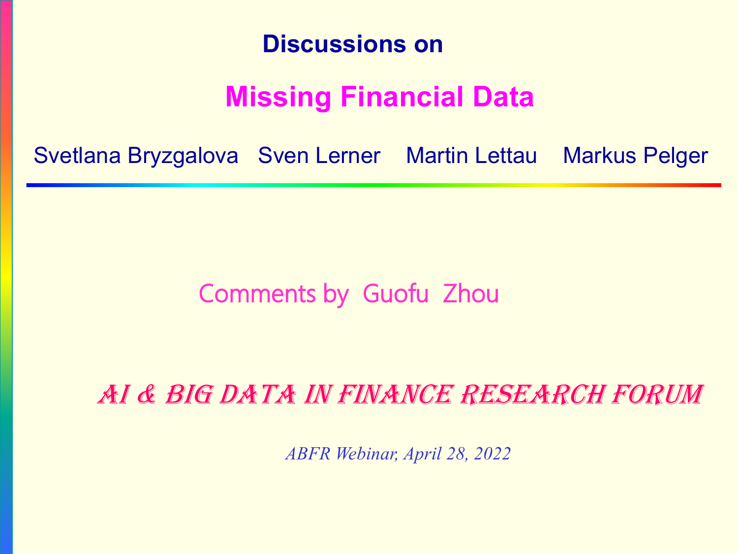# Discussions on

## Missing Financial Data

Svetlana Bryzgalova Sven Lerner Martin Lettau Markus Pelger

Comments by Guofu Zhou

**AI & BIG DATA IN FINANCE RESEARCH FORUM**

*ABFR Webinar, April 28, 2022*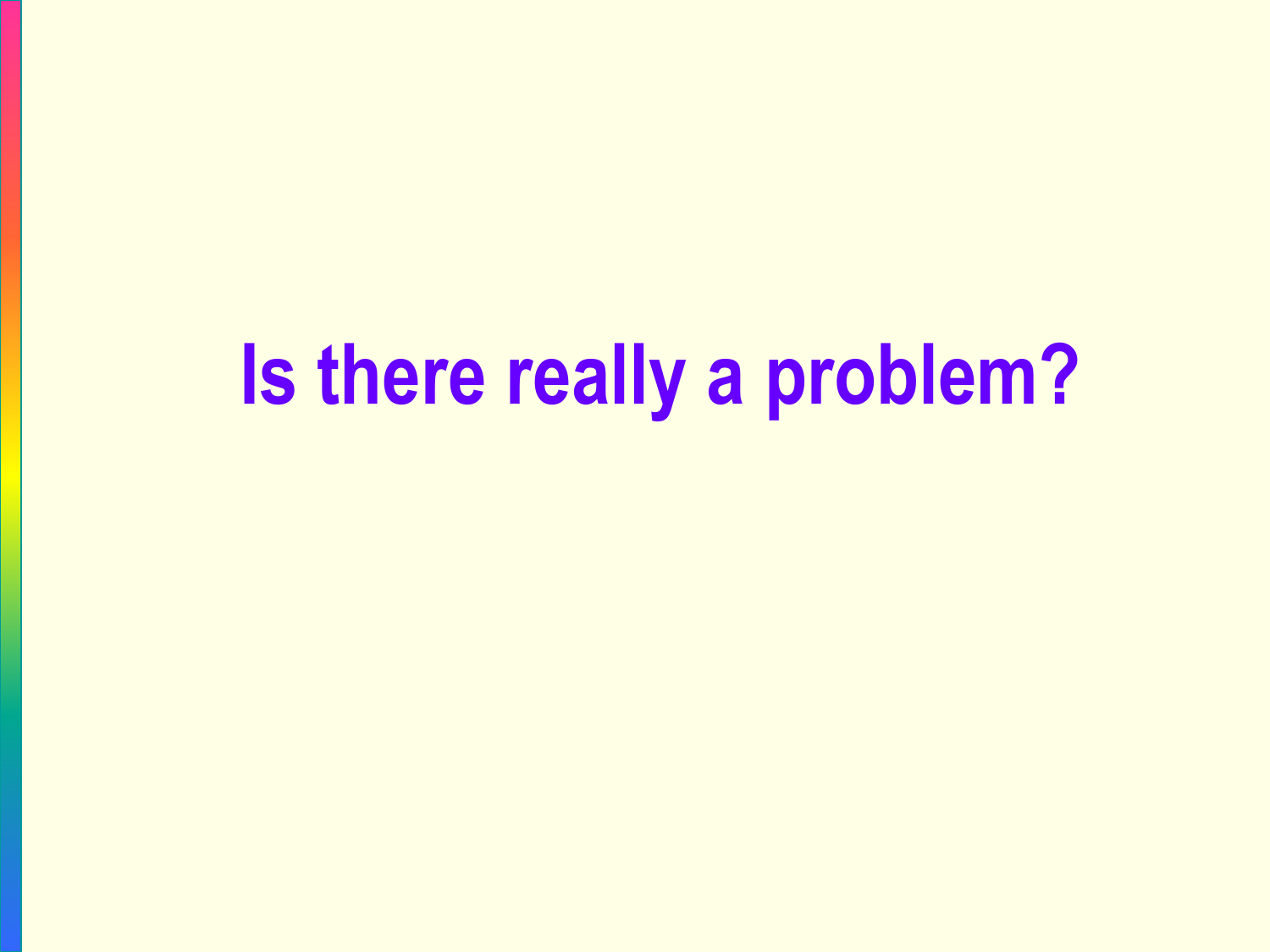# Is there really a problem?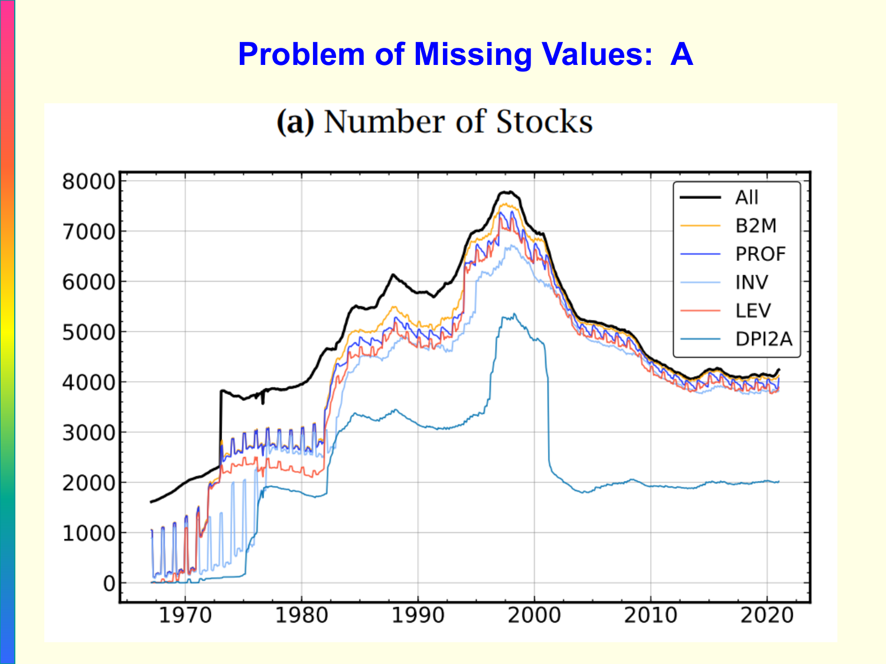# Problem of Missing Values: A

**(a)** Number of Stocks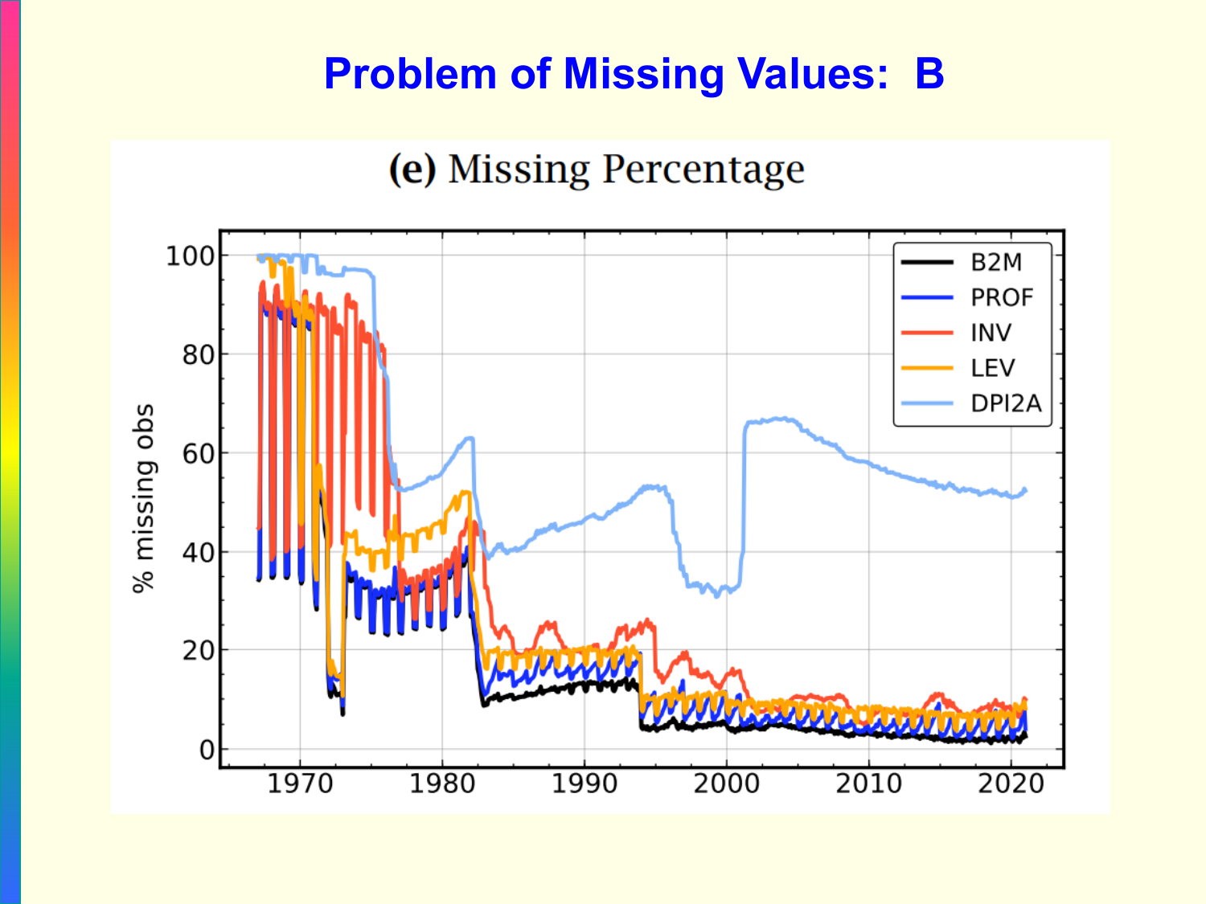# Problem of Missing Values: B

**(e)** Missing Percentage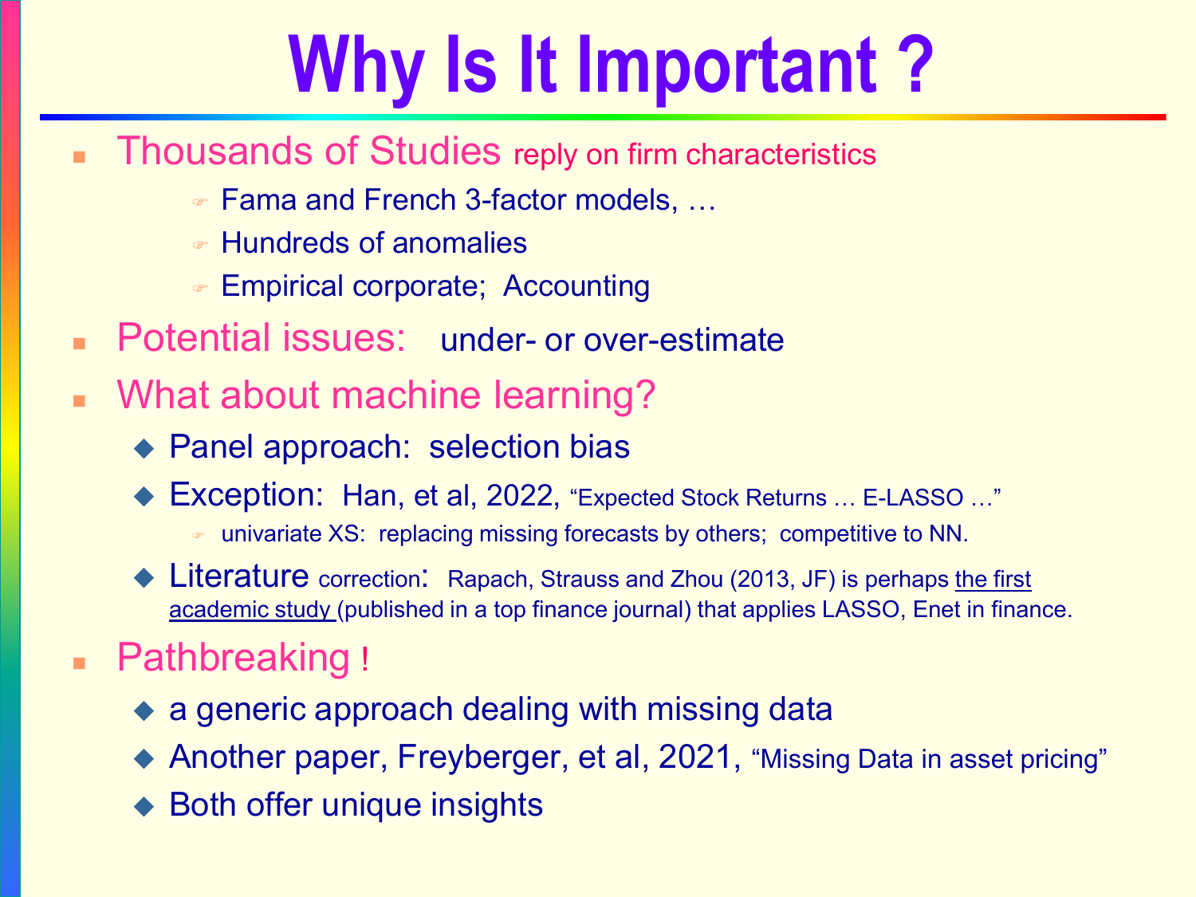# Why Is It Important ?

- Thousands of Studies reply on firm characteristics
  - Fama and French 3-factor models, …
  - Hundreds of anomalies
  - Empirical corporate;  Accounting
- Potential issues:   under- or over-estimate
- What about machine learning?
  - Panel approach:  selection bias
  - Exception:  Han, et al, 2022, "Expected Stock Returns … E-LASSO …"
    - univariate XS:  replacing missing forecasts by others;  competitive to NN.
  - Literature correction:  Rapach, Strauss and Zhou (2013, JF) is perhaps <u>the first academic study</u> (published in a top finance journal) that applies LASSO, Enet in finance.
- Pathbreaking !
  - a generic approach dealing with missing data
  - Another paper, Freyberger, et al, 2021, "Missing Data in asset pricing"
  - Both offer unique insights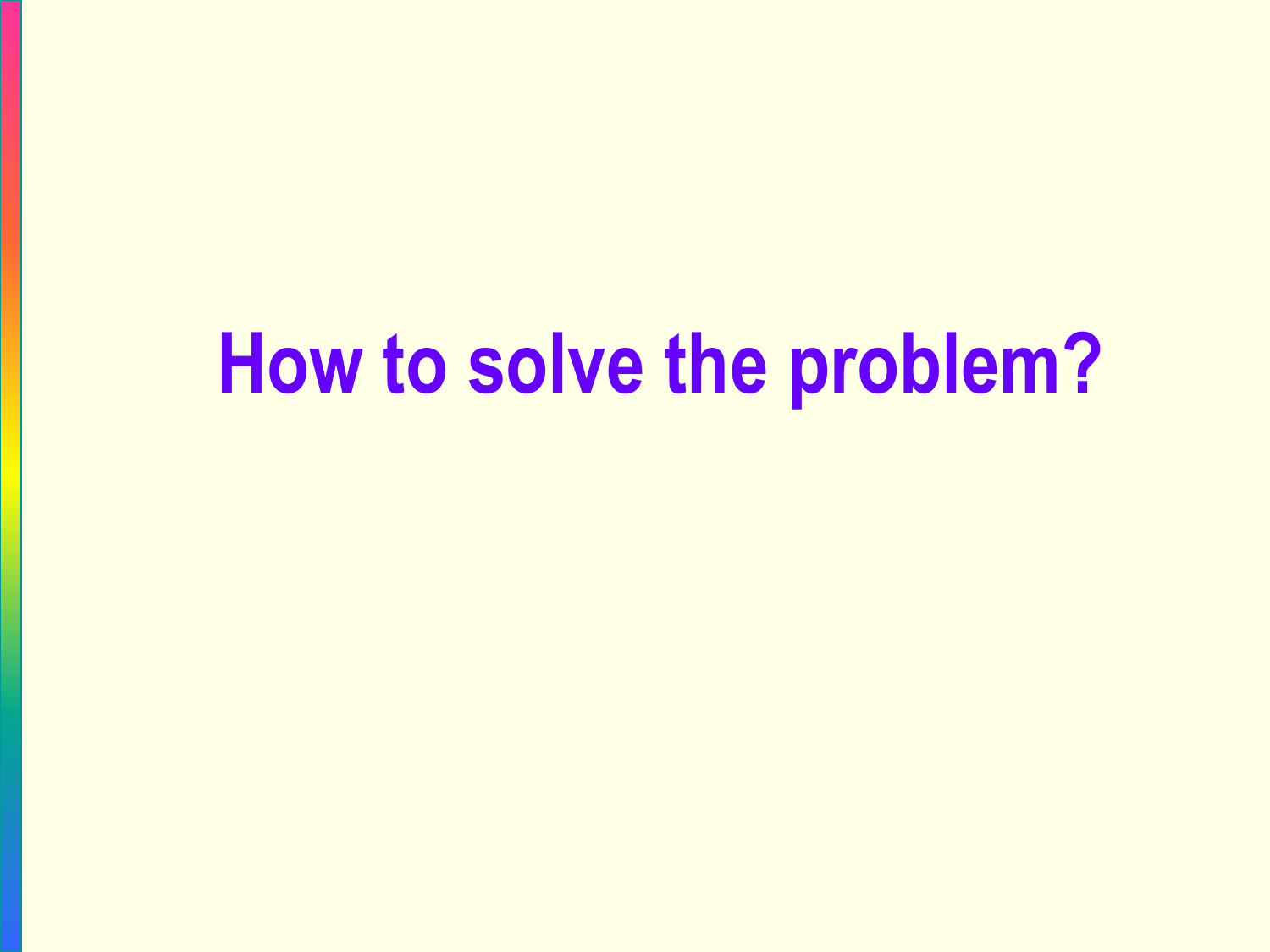# How to solve the problem?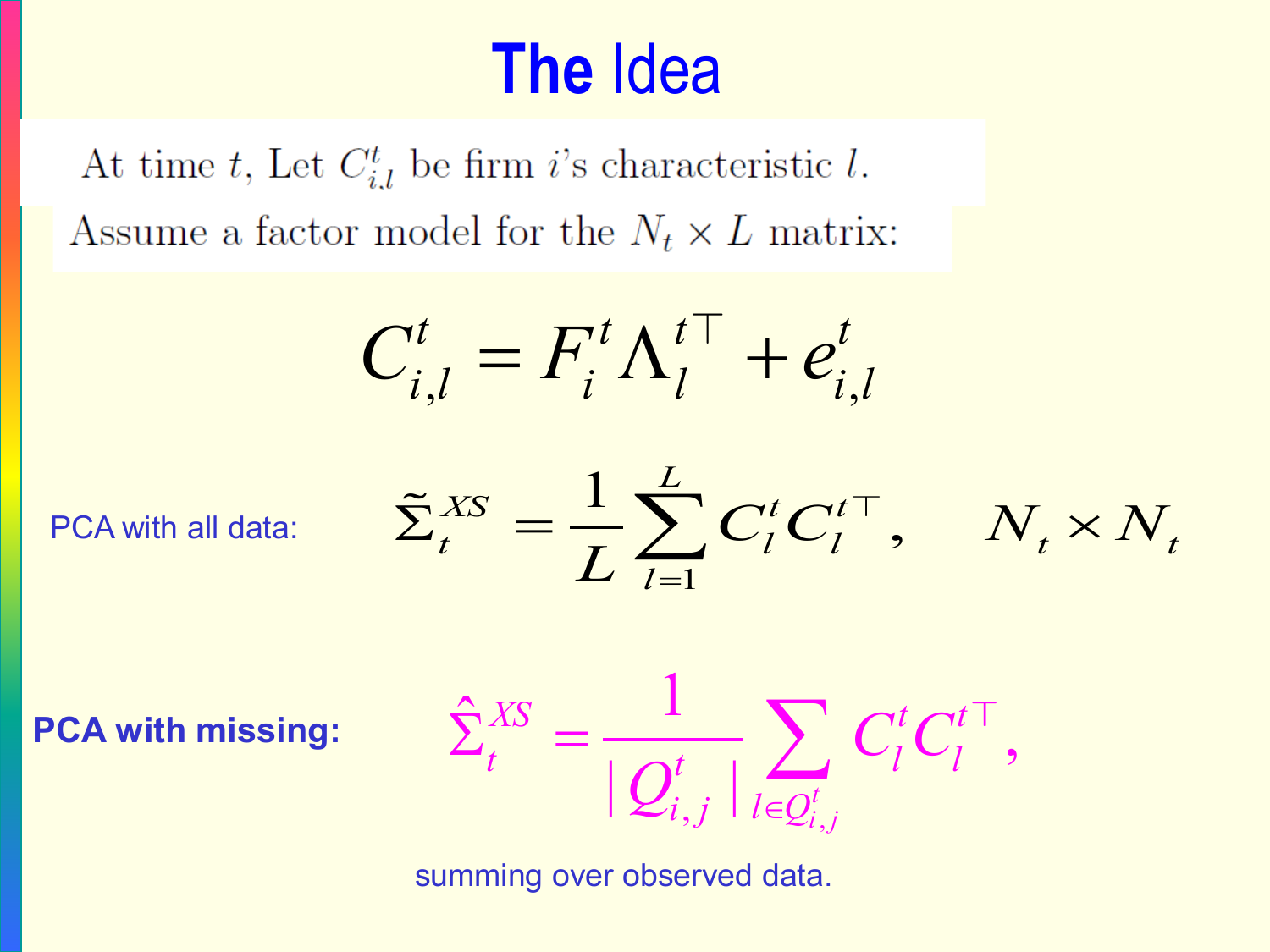# The Idea

At time $t$, Let $C_{i,l}^t$ be firm $i$'s characteristic $l$.

Assume a factor model for the $N_t \times L$ matrix:

$$C_{i,l}^t = F_i^t \Lambda_l^{t\top} + e_{i,l}^t$$

PCA with all data:

$$\tilde{\Sigma}_t^{XS} = \frac{1}{L}\sum_{l=1}^{L} C_l^t C_l^{t\top}, \qquad N_t \times N_t$$

**PCA with missing:**

$$\hat{\Sigma}_t^{XS} = \frac{1}{|Q_{i,j}^t|}\sum_{l \in Q_{i,j}^t} C_l^t C_l^{t\top},$$

summing over observed data.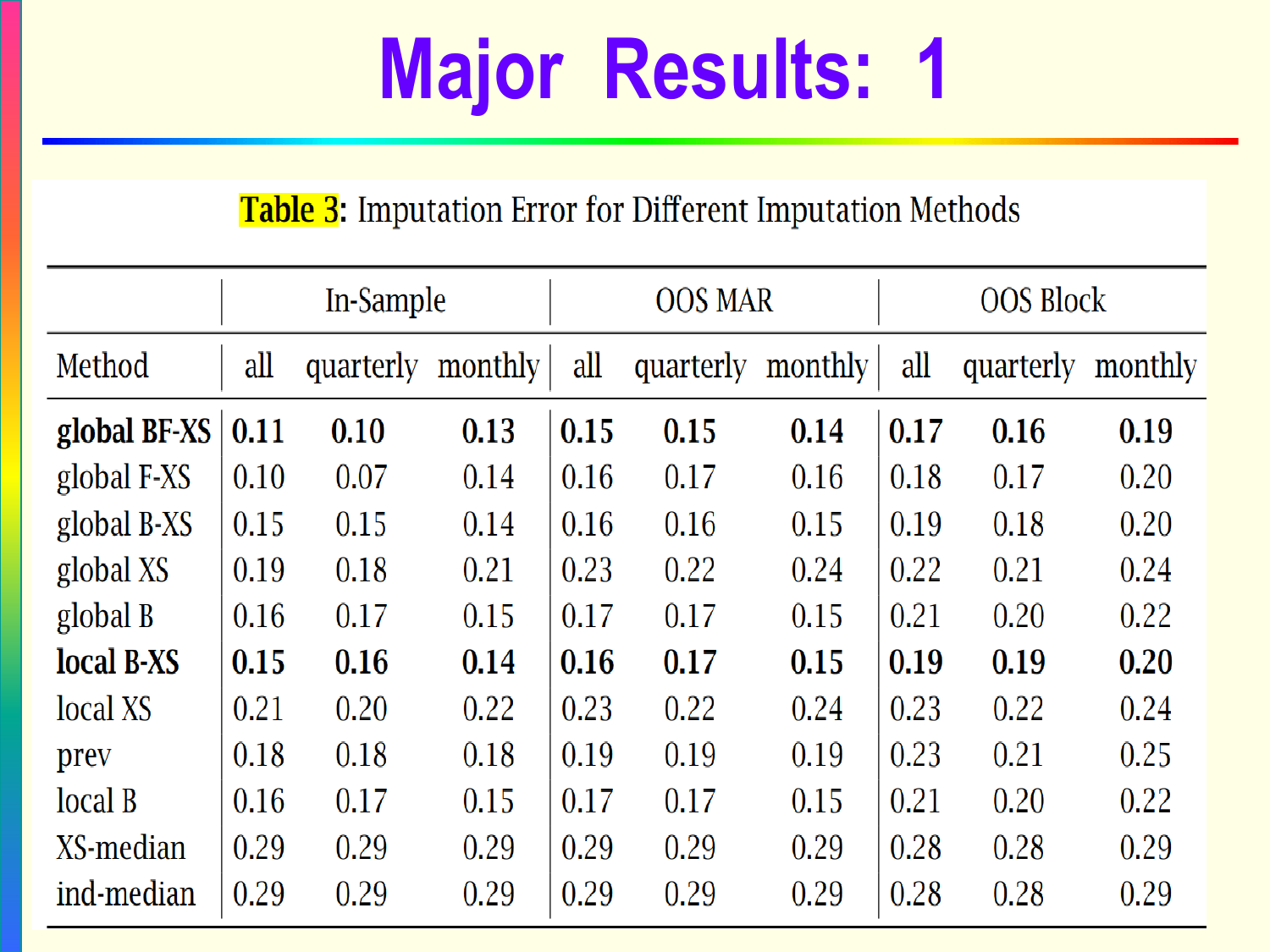# Major Results: 1

**Table 3**: Imputation Error for Different Imputation Methods

| | In-Sample | | | OOS MAR | | | OOS Block | | |
|---|---|---|---|---|---|---|---|---|---|
| Method | all | quarterly | monthly | all | quarterly | monthly | all | quarterly | monthly |
| **global BF-XS** | **0.11** | **0.10** | **0.13** | **0.15** | **0.15** | **0.14** | **0.17** | **0.16** | **0.19** |
| global F-XS | 0.10 | 0.07 | 0.14 | 0.16 | 0.17 | 0.16 | 0.18 | 0.17 | 0.20 |
| global B-XS | 0.15 | 0.15 | 0.14 | 0.16 | 0.16 | 0.15 | 0.19 | 0.18 | 0.20 |
| global XS | 0.19 | 0.18 | 0.21 | 0.23 | 0.22 | 0.24 | 0.22 | 0.21 | 0.24 |
| global B | 0.16 | 0.17 | 0.15 | 0.17 | 0.17 | 0.15 | 0.21 | 0.20 | 0.22 |
| **local B-XS** | **0.15** | **0.16** | **0.14** | **0.16** | **0.17** | **0.15** | **0.19** | **0.19** | **0.20** |
| local XS | 0.21 | 0.20 | 0.22 | 0.23 | 0.22 | 0.24 | 0.23 | 0.22 | 0.24 |
| prev | 0.18 | 0.18 | 0.18 | 0.19 | 0.19 | 0.19 | 0.23 | 0.21 | 0.25 |
| local B | 0.16 | 0.17 | 0.15 | 0.17 | 0.17 | 0.15 | 0.21 | 0.20 | 0.22 |
| XS-median | 0.29 | 0.29 | 0.29 | 0.29 | 0.29 | 0.29 | 0.28 | 0.28 | 0.29 |
| ind-median | 0.29 | 0.29 | 0.29 | 0.29 | 0.29 | 0.29 | 0.28 | 0.28 | 0.29 |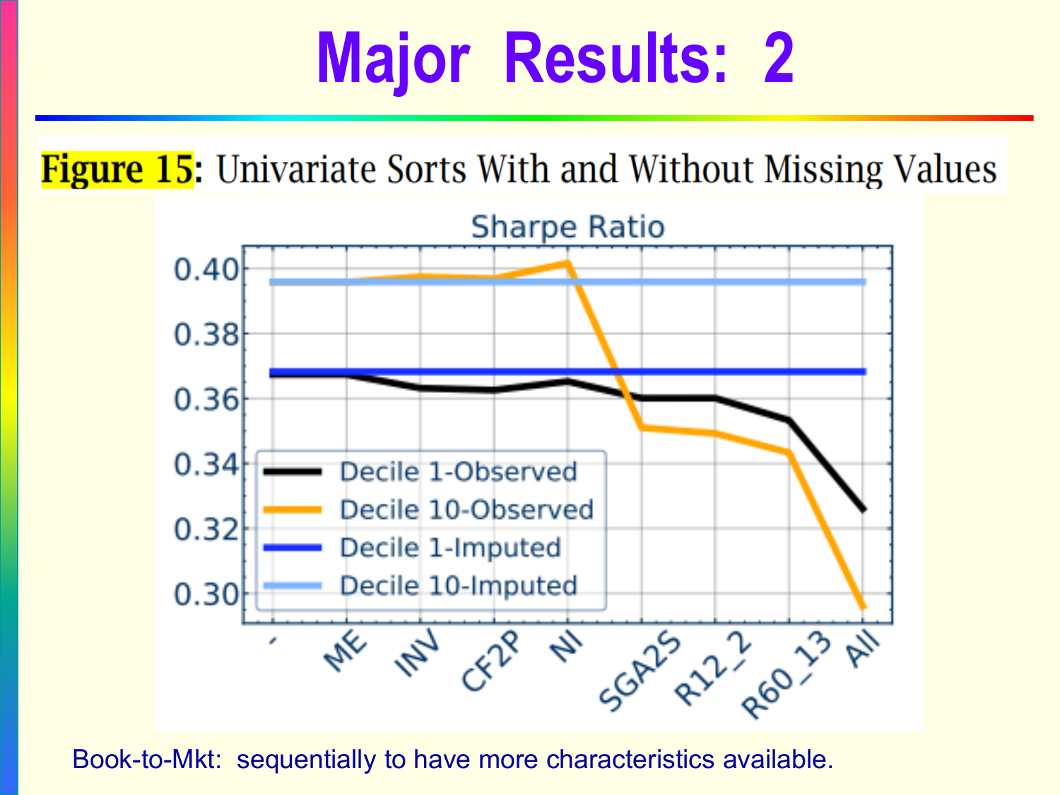# Major Results: 2

**Figure 15**: Univariate Sorts With and Without Missing Values

Book-to-Mkt: sequentially to have more characteristics available.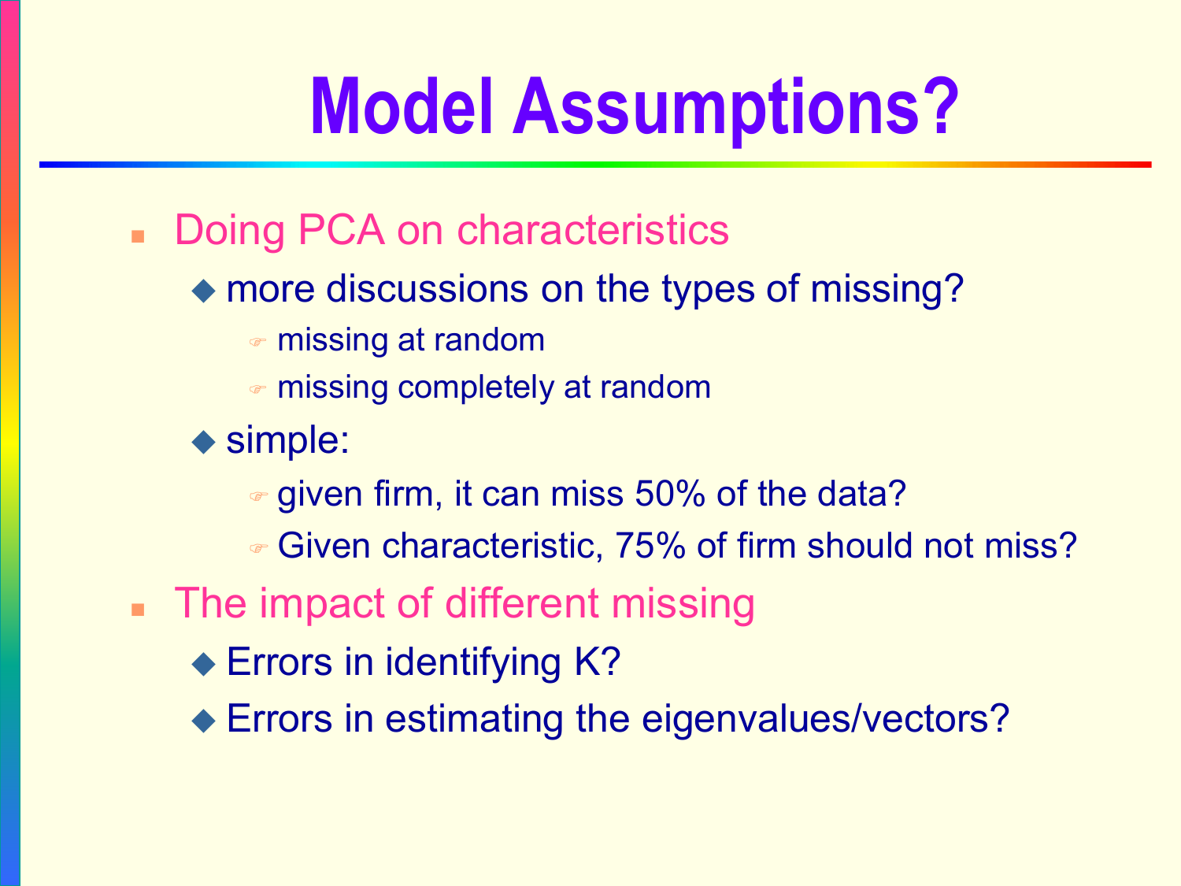# Model Assumptions?

- Doing PCA on characteristics
  - more discussions on the types of missing?
    - missing at random
    - missing completely at random
  - simple:
    - given firm, it can miss 50% of the data?
    - Given characteristic, 75% of firm should not miss?
- The impact of different missing
  - Errors in identifying K?
  - Errors in estimating the eigenvalues/vectors?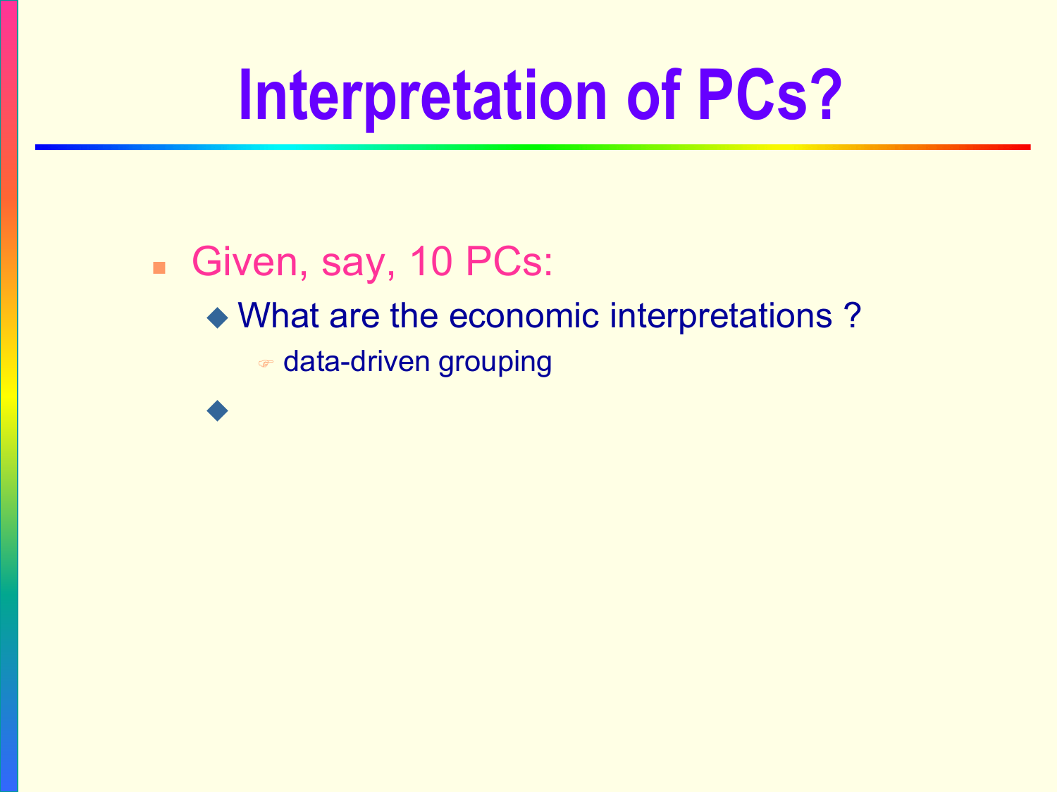# Interpretation of PCs?

- Given, say, 10 PCs:
  - What are the economic interpretations ?
    - data-driven grouping
  -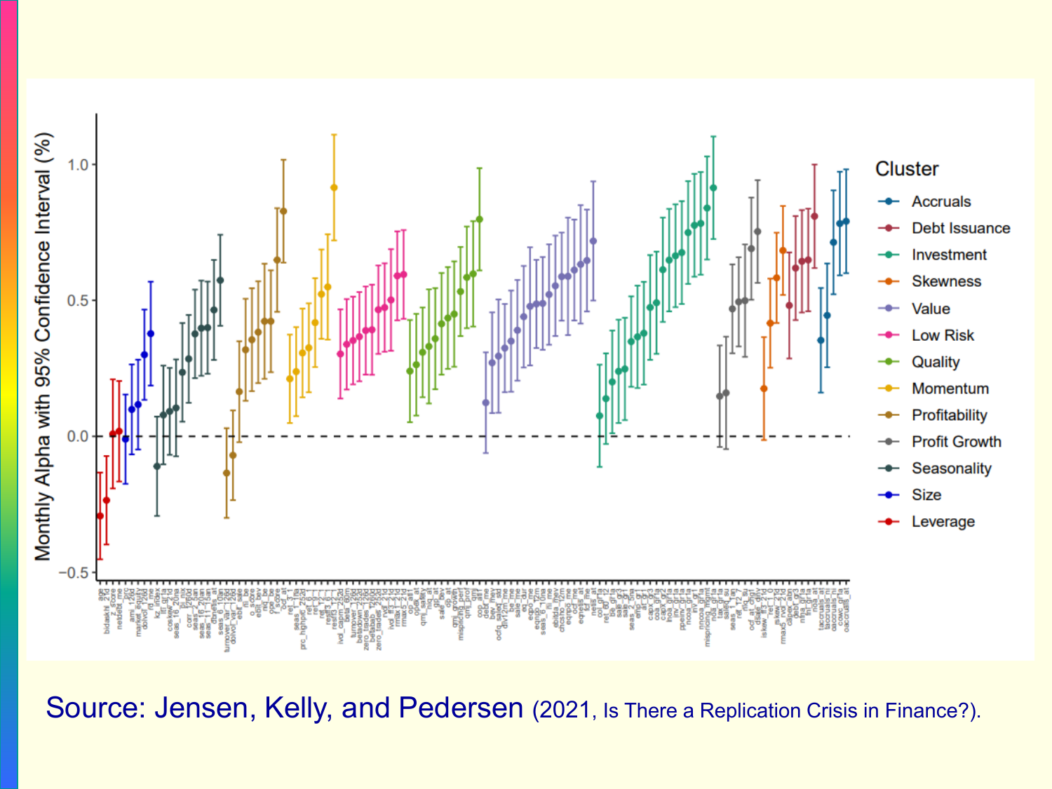Source: Jensen, Kelly, and Pedersen (2021, Is There a Replication Crisis in Finance?).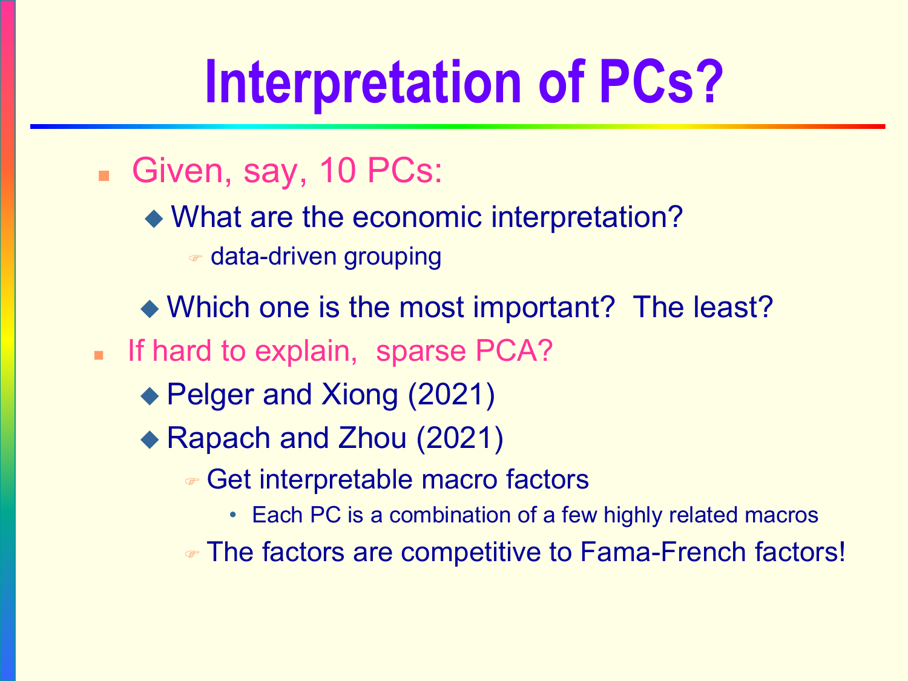# Interpretation of PCs?

- Given, say, 10 PCs:
  - What are the economic interpretation?
    - data-driven grouping
  - Which one is the most important?  The least?
- If hard to explain,  sparse PCA?
  - Pelger and Xiong (2021)
  - Rapach and Zhou (2021)
    - Get interpretable macro factors
      - Each PC is a combination of a few highly related macros
    - The factors are competitive to Fama-French factors!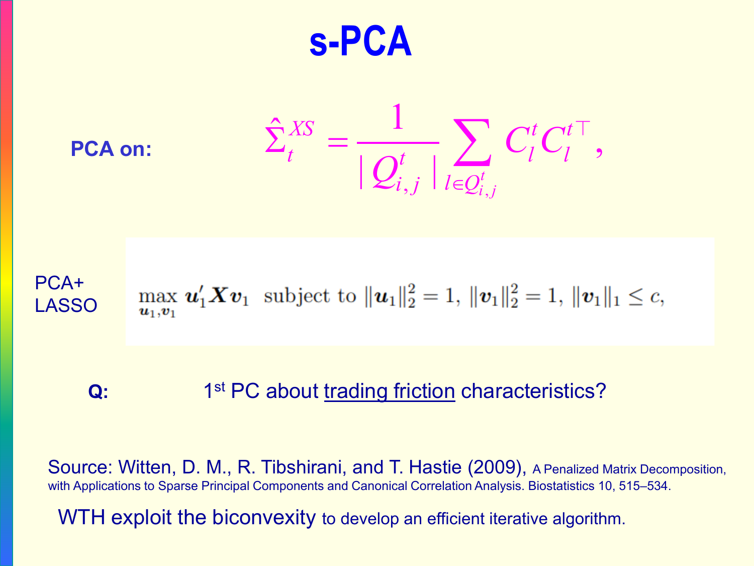# s-PCA

**PCA on:**

$$\hat{\Sigma}_t^{XS} = \frac{1}{|Q_{i,j}^t|} \sum_{l \in Q_{i,j}^t} C_l^t C_l^{t\top},$$

PCA+ LASSO

$$\max_{\boldsymbol{u}_1, \boldsymbol{v}_1} \boldsymbol{u}_1' \boldsymbol{X} \boldsymbol{v}_1 \text{ subject to } \|\boldsymbol{u}_1\|_2^2 = 1, \ \|\boldsymbol{v}_1\|_2^2 = 1, \ \|\boldsymbol{v}_1\|_1 \leq c,$$

**Q:** 1st PC about trading friction characteristics?

Source: Witten, D. M., R. Tibshirani, and T. Hastie (2009), A Penalized Matrix Decomposition, with Applications to Sparse Principal Components and Canonical Correlation Analysis. Biostatistics 10, 515–534.

WTH exploit the biconvexity to develop an efficient iterative algorithm.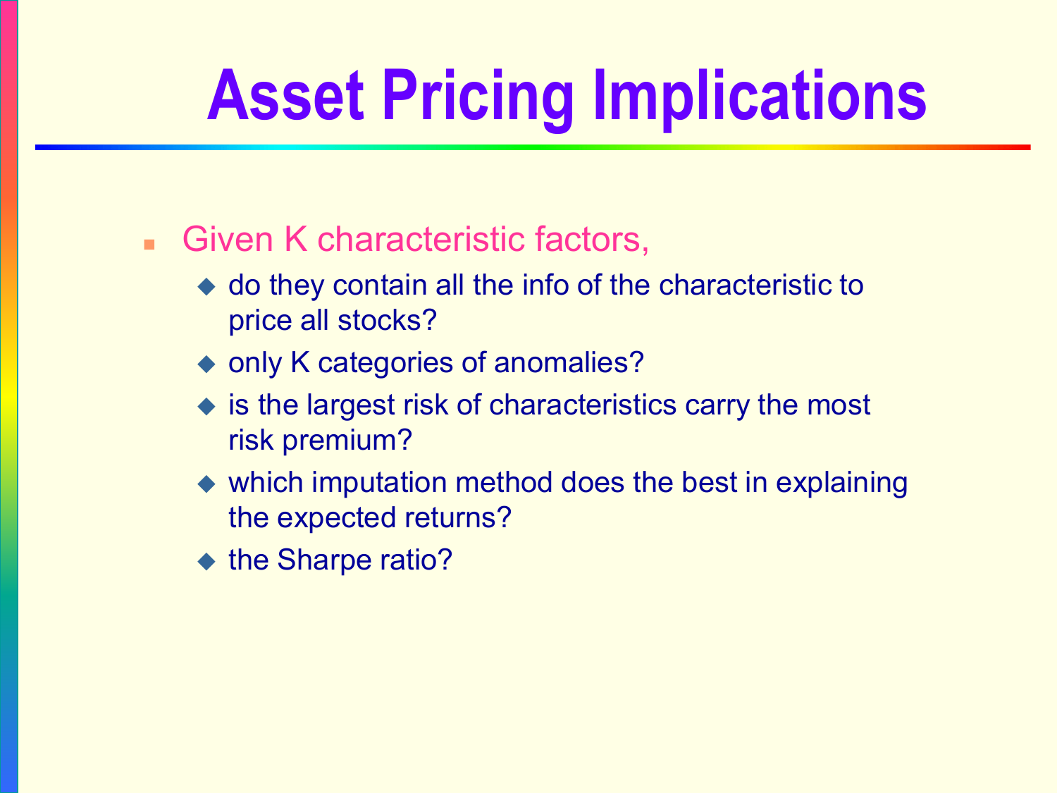# Asset Pricing Implications

- Given K characteristic factors,
  - do they contain all the info of the characteristic to price all stocks?
  - only K categories of anomalies?
  - is the largest risk of characteristics carry the most risk premium?
  - which imputation method does the best in explaining the expected returns?
  - the Sharpe ratio?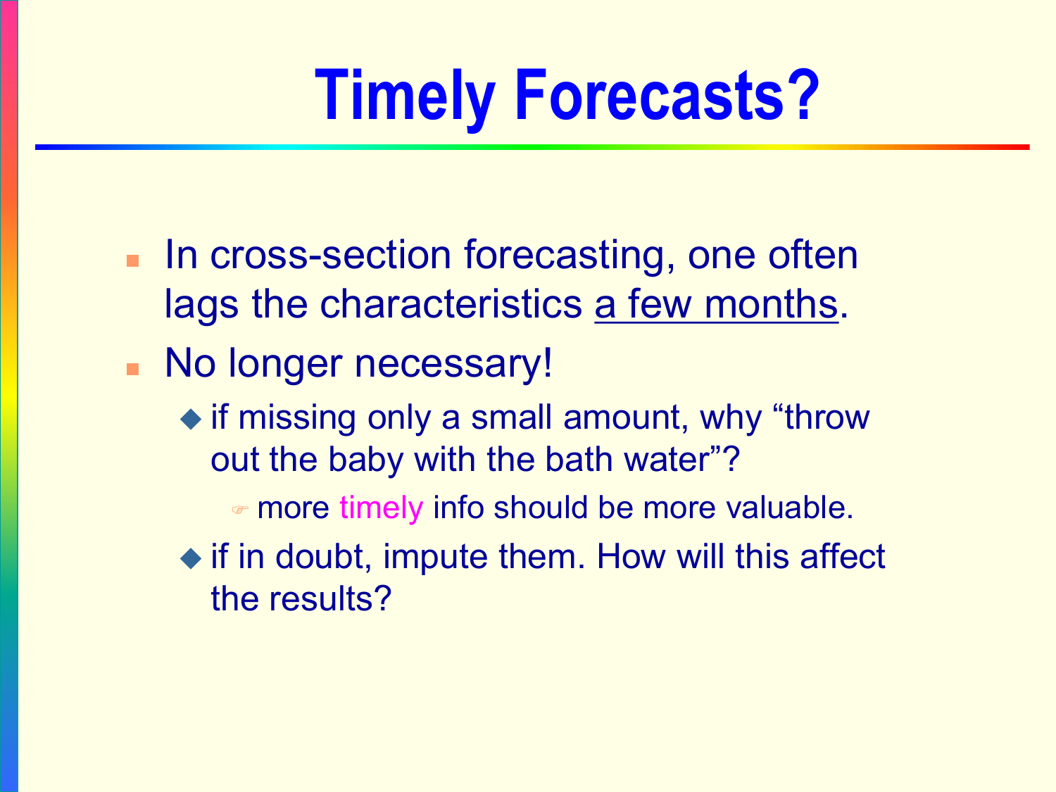# Timely Forecasts?

- In cross-section forecasting, one often lags the characteristics <u>a few months</u>.
- No longer necessary!
  - if missing only a small amount, why "throw out the baby with the bath water"?
    - more timely info should be more valuable.
  - if in doubt, impute them. How will this affect the results?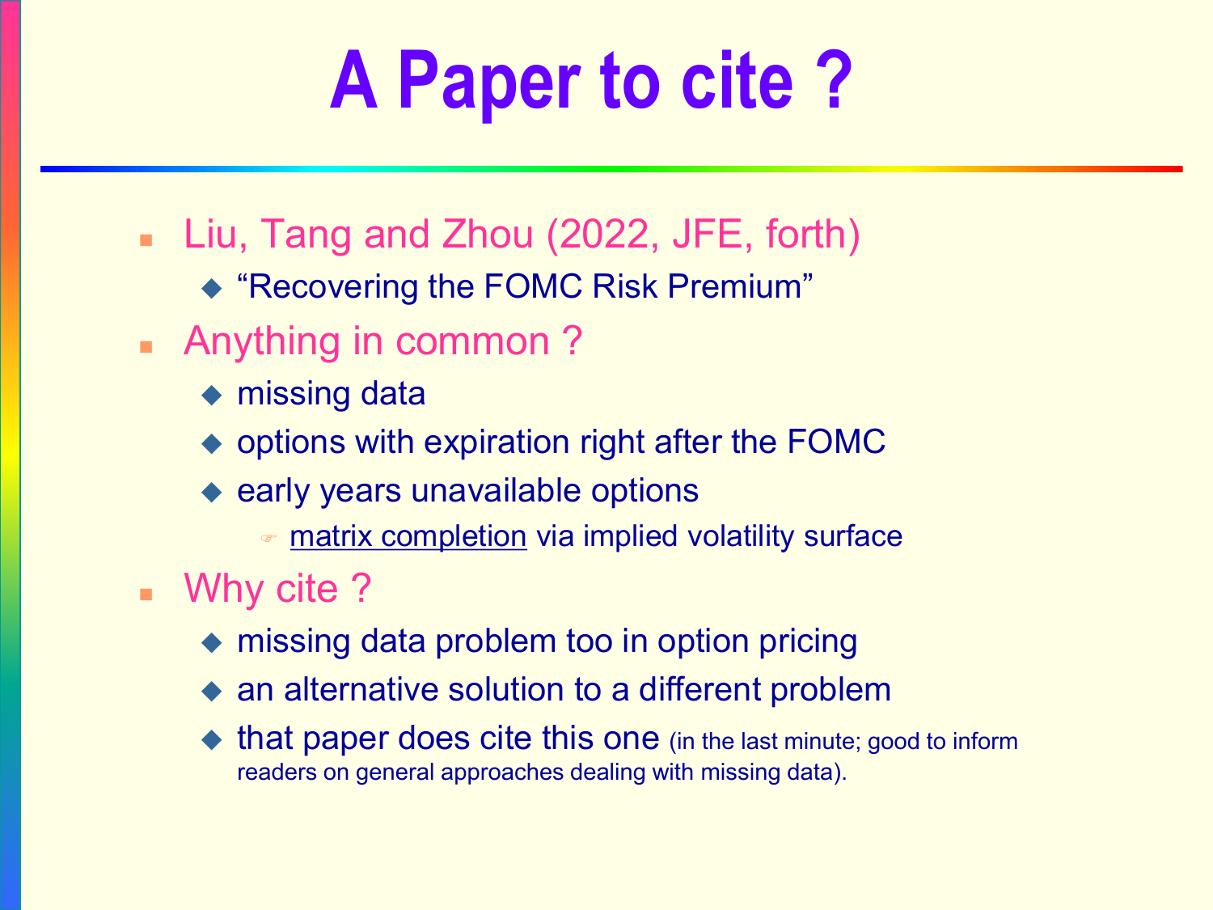# A Paper to cite ?

- Liu, Tang and Zhou (2022, JFE, forth)
  - “Recovering the FOMC Risk Premium”
- Anything in common ?
  - missing data
  - options with expiration right after the FOMC
  - early years unavailable options
    - matrix completion via implied volatility surface
- Why cite ?
  - missing data problem too in option pricing
  - an alternative solution to a different problem
  - that paper does cite this one (in the last minute; good to inform readers on general approaches dealing with missing data).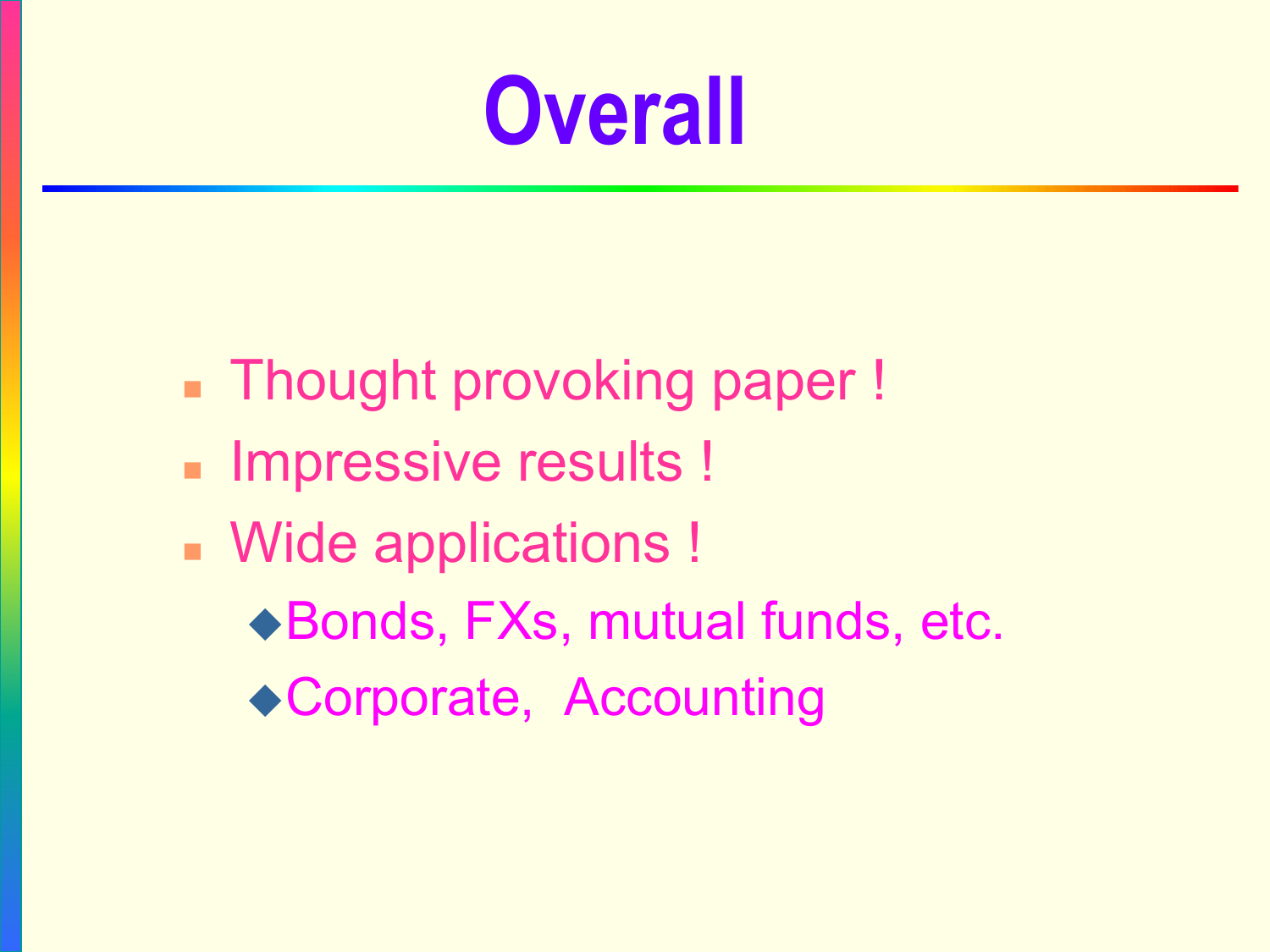# Overall

- Thought provoking paper !
- Impressive results !
- Wide applications !
  - Bonds, FXs, mutual funds, etc.
  - Corporate,  Accounting